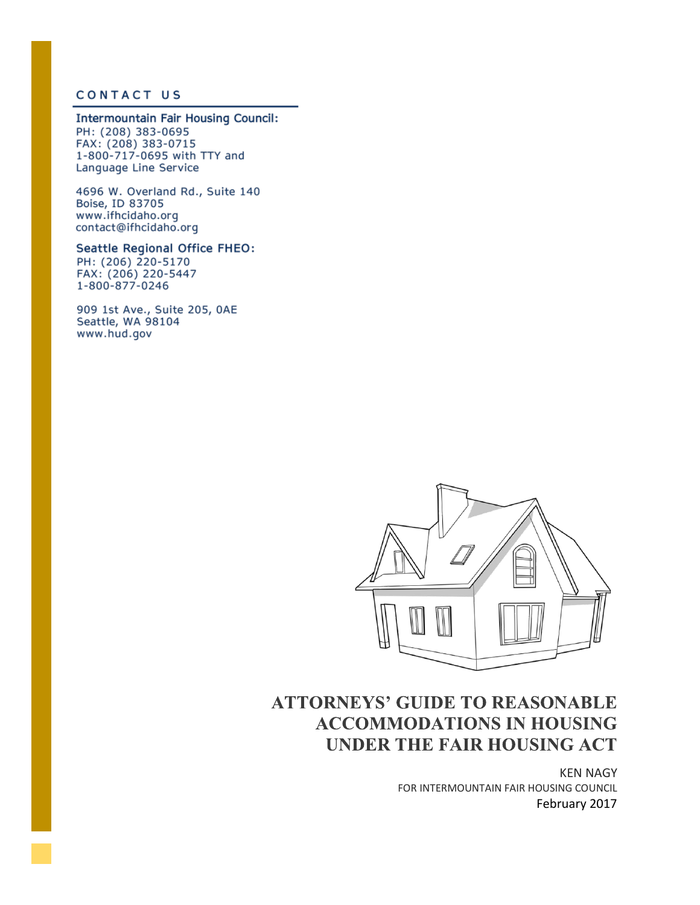## CONTACT US

**Intermountain Fair Housing Council:**
PH: (208) 383-0695
FAX: (208) 383-0715
1-800-717-0695 with TTY and Language Line Service

4696 W. Overland Rd., Suite 140
Boise, ID 83705
www.ifhcidaho.org
contact@ifhcidaho.org

**Seattle Regional Office FHEO:**
PH: (206) 220-5170
FAX: (206) 220-5447
1-800-877-0246

909 1st Ave., Suite 205, 0AE
Seattle, WA 98104
www.hud.gov

# ATTORNEYS' GUIDE TO REASONABLE ACCOMMODATIONS IN HOUSING UNDER THE FAIR HOUSING ACT

KEN NAGY
FOR INTERMOUNTAIN FAIR HOUSING COUNCIL
February 2017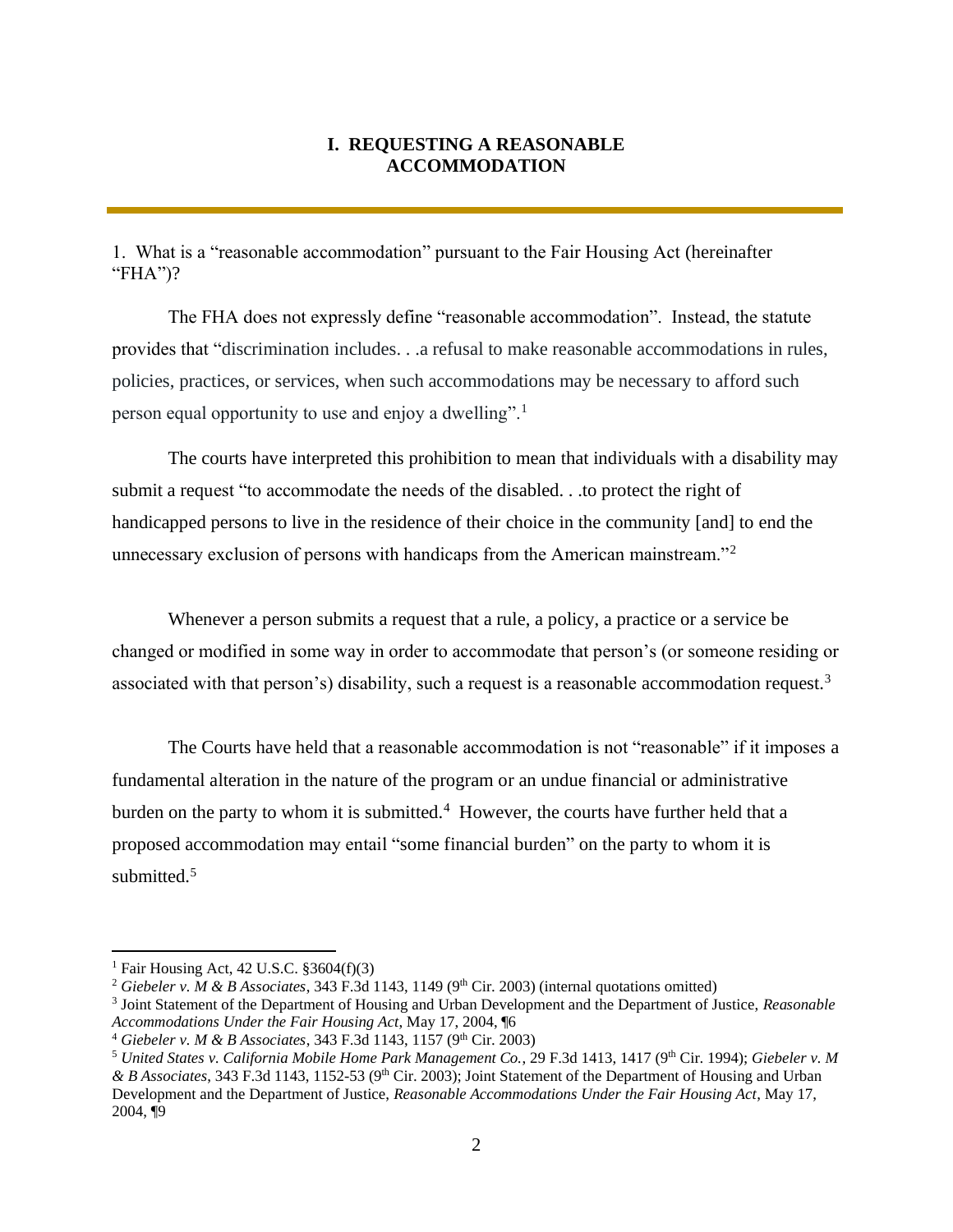# I. REQUESTING A REASONABLE ACCOMMODATION

1. What is a "reasonable accommodation" pursuant to the Fair Housing Act (hereinafter "FHA")?

The FHA does not expressly define "reasonable accommodation". Instead, the statute provides that "discrimination includes. . .a refusal to make reasonable accommodations in rules, policies, practices, or services, when such accommodations may be necessary to afford such person equal opportunity to use and enjoy a dwelling".[1]

The courts have interpreted this prohibition to mean that individuals with a disability may submit a request "to accommodate the needs of the disabled. . .to protect the right of handicapped persons to live in the residence of their choice in the community [and] to end the unnecessary exclusion of persons with handicaps from the American mainstream."[2]

Whenever a person submits a request that a rule, a policy, a practice or a service be changed or modified in some way in order to accommodate that person's (or someone residing or associated with that person's) disability, such a request is a reasonable accommodation request.[3]

The Courts have held that a reasonable accommodation is not "reasonable" if it imposes a fundamental alteration in the nature of the program or an undue financial or administrative burden on the party to whom it is submitted.[4] However, the courts have further held that a proposed accommodation may entail "some financial burden" on the party to whom it is submitted.[5]

---

[1] Fair Housing Act, 42 U.S.C. §3604(f)(3)

[2] *Giebeler v. M & B Associates*, 343 F.3d 1143, 1149 (9th Cir. 2003) (internal quotations omitted)

[3] Joint Statement of the Department of Housing and Urban Development and the Department of Justice, *Reasonable Accommodations Under the Fair Housing Act*, May 17, 2004, ¶6

[4] *Giebeler v. M & B Associates*, 343 F.3d 1143, 1157 (9th Cir. 2003)

[5] *United States v. California Mobile Home Park Management Co.*, 29 F.3d 1413, 1417 (9th Cir. 1994); *Giebeler v. M & B Associates*, 343 F.3d 1143, 1152-53 (9th Cir. 2003); Joint Statement of the Department of Housing and Urban Development and the Department of Justice, *Reasonable Accommodations Under the Fair Housing Act*, May 17, 2004, ¶9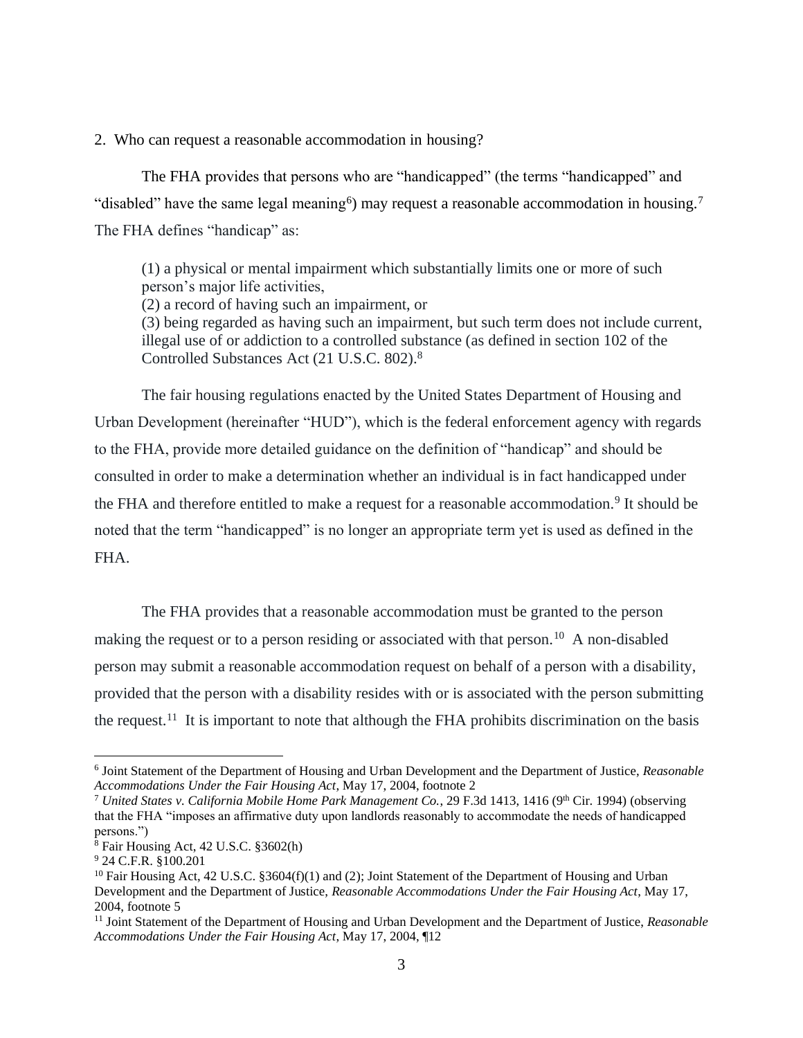2. Who can request a reasonable accommodation in housing?

The FHA provides that persons who are "handicapped" (the terms "handicapped" and "disabled" have the same legal meaning[6]) may request a reasonable accommodation in housing.[7] The FHA defines "handicap" as:

> (1) a physical or mental impairment which substantially limits one or more of such person's major life activities,
> (2) a record of having such an impairment, or
> (3) being regarded as having such an impairment, but such term does not include current, illegal use of or addiction to a controlled substance (as defined in section 102 of the Controlled Substances Act (21 U.S.C. 802).[8]

The fair housing regulations enacted by the United States Department of Housing and Urban Development (hereinafter "HUD"), which is the federal enforcement agency with regards to the FHA, provide more detailed guidance on the definition of "handicap" and should be consulted in order to make a determination whether an individual is in fact handicapped under the FHA and therefore entitled to make a request for a reasonable accommodation.[9] It should be noted that the term "handicapped" is no longer an appropriate term yet is used as defined in the FHA.

The FHA provides that a reasonable accommodation must be granted to the person making the request or to a person residing or associated with that person.[10] A non-disabled person may submit a reasonable accommodation request on behalf of a person with a disability, provided that the person with a disability resides with or is associated with the person submitting the request.[11] It is important to note that although the FHA prohibits discrimination on the basis

---

[6] Joint Statement of the Department of Housing and Urban Development and the Department of Justice, *Reasonable Accommodations Under the Fair Housing Act*, May 17, 2004, footnote 2

[7] *United States v. California Mobile Home Park Management Co.*, 29 F.3d 1413, 1416 (9th Cir. 1994) (observing that the FHA "imposes an affirmative duty upon landlords reasonably to accommodate the needs of handicapped persons.")

[8] Fair Housing Act, 42 U.S.C. §3602(h)

[9] 24 C.F.R. §100.201

[10] Fair Housing Act, 42 U.S.C. §3604(f)(1) and (2); Joint Statement of the Department of Housing and Urban Development and the Department of Justice, *Reasonable Accommodations Under the Fair Housing Act*, May 17, 2004, footnote 5

[11] Joint Statement of the Department of Housing and Urban Development and the Department of Justice, *Reasonable Accommodations Under the Fair Housing Act*, May 17, 2004, ¶12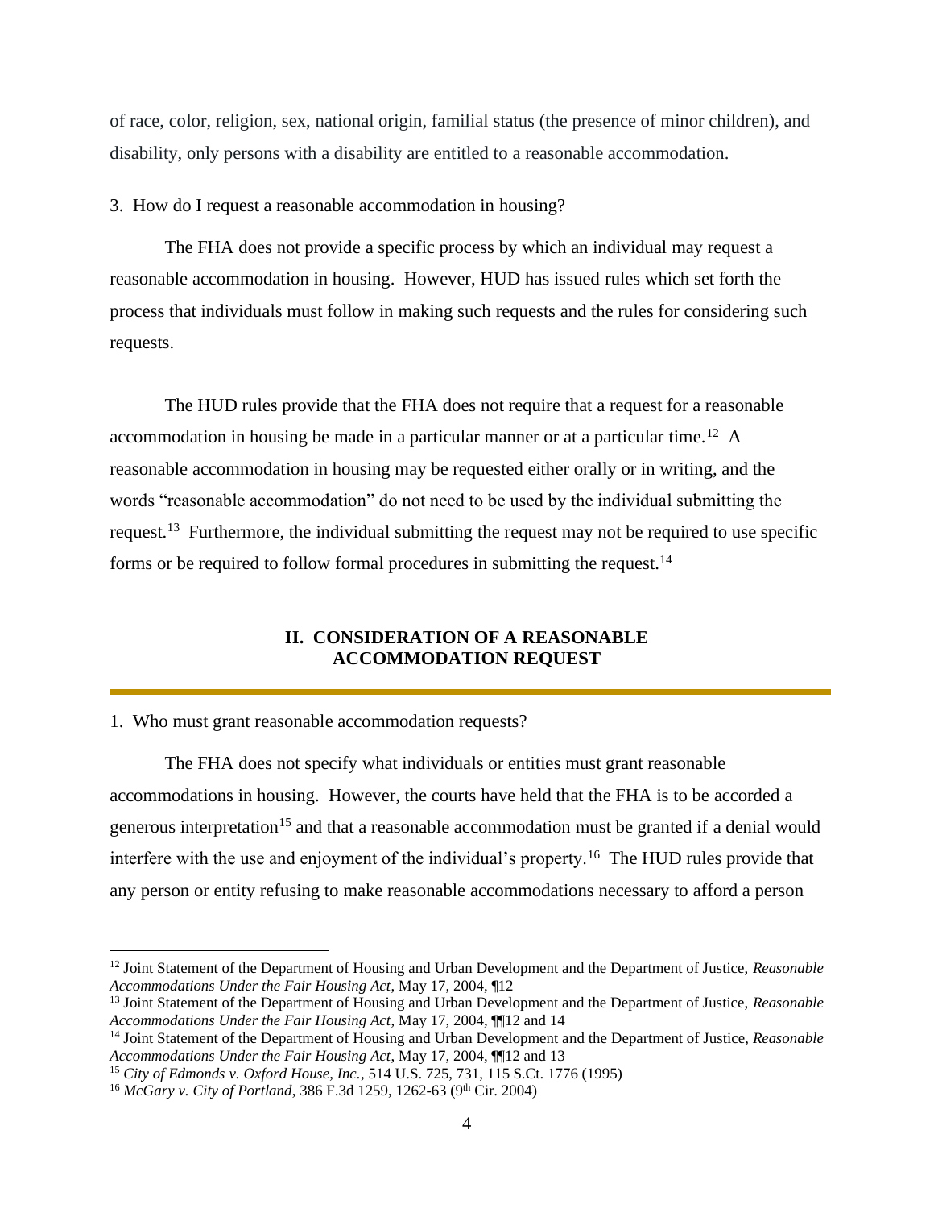of race, color, religion, sex, national origin, familial status (the presence of minor children), and disability, only persons with a disability are entitled to a reasonable accommodation.

3. How do I request a reasonable accommodation in housing?

The FHA does not provide a specific process by which an individual may request a reasonable accommodation in housing. However, HUD has issued rules which set forth the process that individuals must follow in making such requests and the rules for considering such requests.

The HUD rules provide that the FHA does not require that a request for a reasonable accommodation in housing be made in a particular manner or at a particular time.[12] A reasonable accommodation in housing may be requested either orally or in writing, and the words "reasonable accommodation" do not need to be used by the individual submitting the request.[13] Furthermore, the individual submitting the request may not be required to use specific forms or be required to follow formal procedures in submitting the request.[14]

## II. CONSIDERATION OF A REASONABLE ACCOMMODATION REQUEST

1. Who must grant reasonable accommodation requests?

The FHA does not specify what individuals or entities must grant reasonable accommodations in housing. However, the courts have held that the FHA is to be accorded a generous interpretation[15] and that a reasonable accommodation must be granted if a denial would interfere with the use and enjoyment of the individual's property.[16] The HUD rules provide that any person or entity refusing to make reasonable accommodations necessary to afford a person

---

[12] Joint Statement of the Department of Housing and Urban Development and the Department of Justice, *Reasonable Accommodations Under the Fair Housing Act*, May 17, 2004, ¶12

[13] Joint Statement of the Department of Housing and Urban Development and the Department of Justice, *Reasonable Accommodations Under the Fair Housing Act*, May 17, 2004, ¶¶12 and 14

[14] Joint Statement of the Department of Housing and Urban Development and the Department of Justice, *Reasonable Accommodations Under the Fair Housing Act*, May 17, 2004, ¶¶12 and 13

[15] *City of Edmonds v. Oxford House, Inc.*, 514 U.S. 725, 731, 115 S.Ct. 1776 (1995)

[16] *McGary v. City of Portland*, 386 F.3d 1259, 1262-63 (9th Cir. 2004)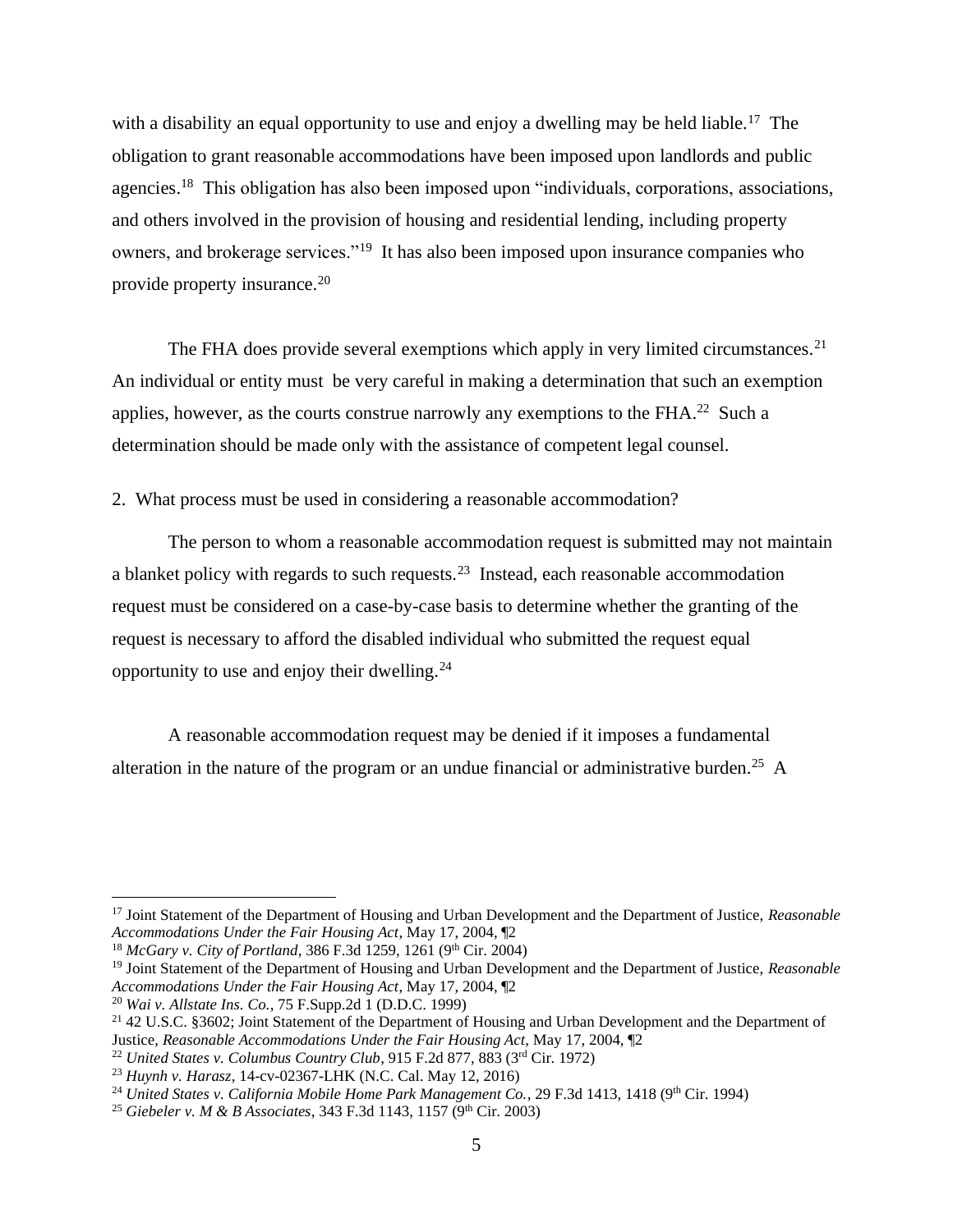with a disability an equal opportunity to use and enjoy a dwelling may be held liable.[17] The obligation to grant reasonable accommodations have been imposed upon landlords and public agencies.[18] This obligation has also been imposed upon "individuals, corporations, associations, and others involved in the provision of housing and residential lending, including property owners, and brokerage services."[19] It has also been imposed upon insurance companies who provide property insurance.[20]

The FHA does provide several exemptions which apply in very limited circumstances.[21] An individual or entity must be very careful in making a determination that such an exemption applies, however, as the courts construe narrowly any exemptions to the FHA.[22] Such a determination should be made only with the assistance of competent legal counsel.

2. What process must be used in considering a reasonable accommodation?

The person to whom a reasonable accommodation request is submitted may not maintain a blanket policy with regards to such requests.[23] Instead, each reasonable accommodation request must be considered on a case-by-case basis to determine whether the granting of the request is necessary to afford the disabled individual who submitted the request equal opportunity to use and enjoy their dwelling.[24]

A reasonable accommodation request may be denied if it imposes a fundamental alteration in the nature of the program or an undue financial or administrative burden.[25] A

---

[17] Joint Statement of the Department of Housing and Urban Development and the Department of Justice, *Reasonable Accommodations Under the Fair Housing Act*, May 17, 2004, ¶2

[18] *McGary v. City of Portland*, 386 F.3d 1259, 1261 (9th Cir. 2004)

[19] Joint Statement of the Department of Housing and Urban Development and the Department of Justice, *Reasonable Accommodations Under the Fair Housing Act*, May 17, 2004, ¶2

[20] *Wai v. Allstate Ins. Co.*, 75 F.Supp.2d 1 (D.D.C. 1999)

[21] 42 U.S.C. §3602; Joint Statement of the Department of Housing and Urban Development and the Department of Justice, *Reasonable Accommodations Under the Fair Housing Act*, May 17, 2004, ¶2

[22] *United States v. Columbus Country Club*, 915 F.2d 877, 883 (3rd Cir. 1972)

[23] *Huynh v. Harasz*, 14-cv-02367-LHK (N.C. Cal. May 12, 2016)

[24] *United States v. California Mobile Home Park Management Co.*, 29 F.3d 1413, 1418 (9th Cir. 1994)

[25] *Giebeler v. M & B Associates*, 343 F.3d 1143, 1157 (9th Cir. 2003)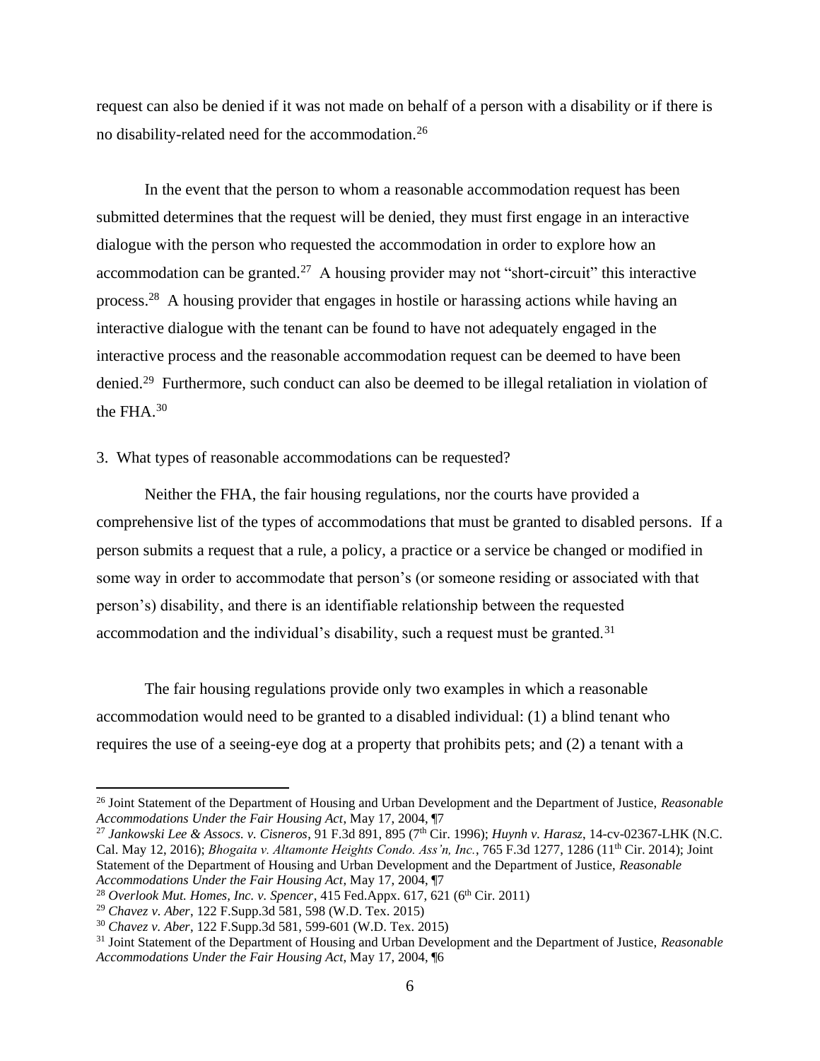request can also be denied if it was not made on behalf of a person with a disability or if there is no disability-related need for the accommodation.[26]

In the event that the person to whom a reasonable accommodation request has been submitted determines that the request will be denied, they must first engage in an interactive dialogue with the person who requested the accommodation in order to explore how an accommodation can be granted.[27] A housing provider may not "short-circuit" this interactive process.[28] A housing provider that engages in hostile or harassing actions while having an interactive dialogue with the tenant can be found to have not adequately engaged in the interactive process and the reasonable accommodation request can be deemed to have been denied.[29] Furthermore, such conduct can also be deemed to be illegal retaliation in violation of the FHA.[30]

3. What types of reasonable accommodations can be requested?

Neither the FHA, the fair housing regulations, nor the courts have provided a comprehensive list of the types of accommodations that must be granted to disabled persons. If a person submits a request that a rule, a policy, a practice or a service be changed or modified in some way in order to accommodate that person's (or someone residing or associated with that person's) disability, and there is an identifiable relationship between the requested accommodation and the individual's disability, such a request must be granted.[31]

The fair housing regulations provide only two examples in which a reasonable accommodation would need to be granted to a disabled individual: (1) a blind tenant who requires the use of a seeing-eye dog at a property that prohibits pets; and (2) a tenant with a

---

[26] Joint Statement of the Department of Housing and Urban Development and the Department of Justice, *Reasonable Accommodations Under the Fair Housing Act*, May 17, 2004, ¶7

[27] *Jankowski Lee & Assocs. v. Cisneros*, 91 F.3d 891, 895 (7th Cir. 1996); *Huynh v. Harasz*, 14-cv-02367-LHK (N.C. Cal. May 12, 2016); *Bhogaita v. Altamonte Heights Condo. Ass'n, Inc.*, 765 F.3d 1277, 1286 (11th Cir. 2014); Joint Statement of the Department of Housing and Urban Development and the Department of Justice, *Reasonable Accommodations Under the Fair Housing Act*, May 17, 2004, ¶7

[28] *Overlook Mut. Homes, Inc. v. Spencer*, 415 Fed.Appx. 617, 621 (6th Cir. 2011)

[29] *Chavez v. Aber*, 122 F.Supp.3d 581, 598 (W.D. Tex. 2015)

[30] *Chavez v. Aber*, 122 F.Supp.3d 581, 599-601 (W.D. Tex. 2015)

[31] Joint Statement of the Department of Housing and Urban Development and the Department of Justice, *Reasonable Accommodations Under the Fair Housing Act*, May 17, 2004, ¶6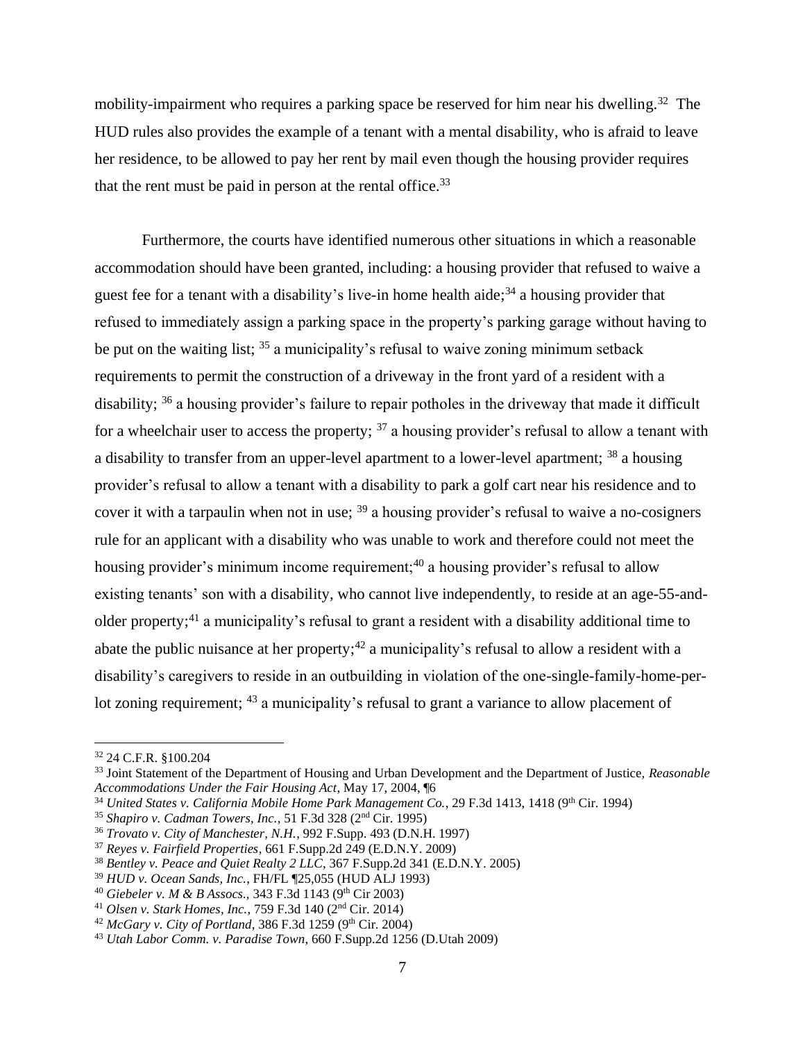mobility-impairment who requires a parking space be reserved for him near his dwelling.[32] The HUD rules also provides the example of a tenant with a mental disability, who is afraid to leave her residence, to be allowed to pay her rent by mail even though the housing provider requires that the rent must be paid in person at the rental office.[33]

Furthermore, the courts have identified numerous other situations in which a reasonable accommodation should have been granted, including: a housing provider that refused to waive a guest fee for a tenant with a disability's live-in home health aide;[34] a housing provider that refused to immediately assign a parking space in the property's parking garage without having to be put on the waiting list; [35] a municipality's refusal to waive zoning minimum setback requirements to permit the construction of a driveway in the front yard of a resident with a disability; [36] a housing provider's failure to repair potholes in the driveway that made it difficult for a wheelchair user to access the property; [37] a housing provider's refusal to allow a tenant with a disability to transfer from an upper-level apartment to a lower-level apartment; [38] a housing provider's refusal to allow a tenant with a disability to park a golf cart near his residence and to cover it with a tarpaulin when not in use; [39] a housing provider's refusal to waive a no-cosigners rule for an applicant with a disability who was unable to work and therefore could not meet the housing provider's minimum income requirement;[40] a housing provider's refusal to allow existing tenants' son with a disability, who cannot live independently, to reside at an age-55-and-older property;[41] a municipality's refusal to grant a resident with a disability additional time to abate the public nuisance at her property;[42] a municipality's refusal to allow a resident with a disability's caregivers to reside in an outbuilding in violation of the one-single-family-home-per-lot zoning requirement; [43] a municipality's refusal to grant a variance to allow placement of

---

[32] 24 C.F.R. §100.204

[33] Joint Statement of the Department of Housing and Urban Development and the Department of Justice, *Reasonable Accommodations Under the Fair Housing Act*, May 17, 2004, ¶6

[34] *United States v. California Mobile Home Park Management Co.*, 29 F.3d 1413, 1418 (9th Cir. 1994)

[35] *Shapiro v. Cadman Towers, Inc.*, 51 F.3d 328 (2nd Cir. 1995)

[36] *Trovato v. City of Manchester, N.H.*, 992 F.Supp. 493 (D.N.H. 1997)

[37] *Reyes v. Fairfield Properties*, 661 F.Supp.2d 249 (E.D.N.Y. 2009)

[38] *Bentley v. Peace and Quiet Realty 2 LLC*, 367 F.Supp.2d 341 (E.D.N.Y. 2005)

[39] *HUD v. Ocean Sands, Inc.*, FH/FL ¶25,055 (HUD ALJ 1993)

[40] *Giebeler v. M & B Assocs.*, 343 F.3d 1143 (9th Cir 2003)

[41] *Olsen v. Stark Homes, Inc.*, 759 F.3d 140 (2nd Cir. 2014)

[42] *McGary v. City of Portland*, 386 F.3d 1259 (9th Cir. 2004)

[43] *Utah Labor Comm. v. Paradise Town*, 660 F.Supp.2d 1256 (D.Utah 2009)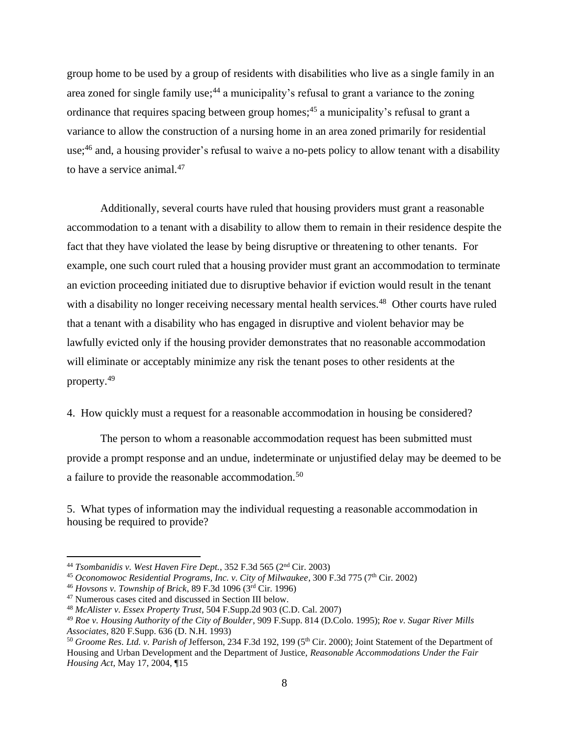group home to be used by a group of residents with disabilities who live as a single family in an area zoned for single family use;[44] a municipality's refusal to grant a variance to the zoning ordinance that requires spacing between group homes;[45] a municipality's refusal to grant a variance to allow the construction of a nursing home in an area zoned primarily for residential use;[46] and, a housing provider's refusal to waive a no-pets policy to allow tenant with a disability to have a service animal.[47]

Additionally, several courts have ruled that housing providers must grant a reasonable accommodation to a tenant with a disability to allow them to remain in their residence despite the fact that they have violated the lease by being disruptive or threatening to other tenants. For example, one such court ruled that a housing provider must grant an accommodation to terminate an eviction proceeding initiated due to disruptive behavior if eviction would result in the tenant with a disability no longer receiving necessary mental health services.[48] Other courts have ruled that a tenant with a disability who has engaged in disruptive and violent behavior may be lawfully evicted only if the housing provider demonstrates that no reasonable accommodation will eliminate or acceptably minimize any risk the tenant poses to other residents at the property.[49]

4. How quickly must a request for a reasonable accommodation in housing be considered?

The person to whom a reasonable accommodation request has been submitted must provide a prompt response and an undue, indeterminate or unjustified delay may be deemed to be a failure to provide the reasonable accommodation.[50]

5. What types of information may the individual requesting a reasonable accommodation in housing be required to provide?

---

[44] *Tsombanidis v. West Haven Fire Dept.*, 352 F.3d 565 (2nd Cir. 2003)

[45] *Oconomowoc Residential Programs, Inc. v. City of Milwaukee*, 300 F.3d 775 (7th Cir. 2002)

[46] *Hovsons v. Township of Brick*, 89 F.3d 1096 (3rd Cir. 1996)

[47] Numerous cases cited and discussed in Section III below.

[48] *McAlister v. Essex Property Trust*, 504 F.Supp.2d 903 (C.D. Cal. 2007)

[49] *Roe v. Housing Authority of the City of Boulder*, 909 F.Supp. 814 (D.Colo. 1995); *Roe v. Sugar River Mills Associates*, 820 F.Supp. 636 (D. N.H. 1993)

[50] *Groome Res. Ltd. v. Parish of* Jefferson, 234 F.3d 192, 199 (5th Cir. 2000); Joint Statement of the Department of Housing and Urban Development and the Department of Justice, *Reasonable Accommodations Under the Fair Housing Act*, May 17, 2004, ¶15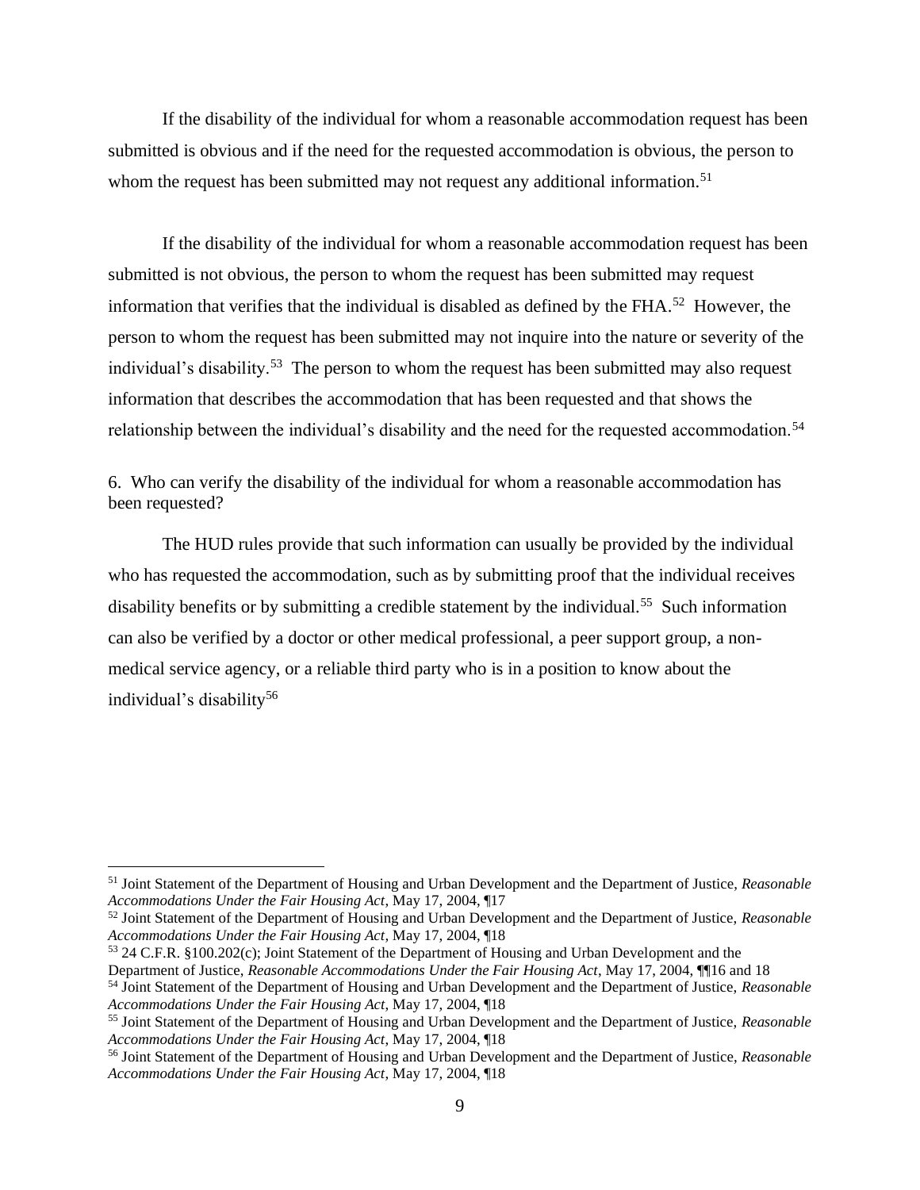If the disability of the individual for whom a reasonable accommodation request has been submitted is obvious and if the need for the requested accommodation is obvious, the person to whom the request has been submitted may not request any additional information.[51]

If the disability of the individual for whom a reasonable accommodation request has been submitted is not obvious, the person to whom the request has been submitted may request information that verifies that the individual is disabled as defined by the FHA.[52] However, the person to whom the request has been submitted may not inquire into the nature or severity of the individual's disability.[53] The person to whom the request has been submitted may also request information that describes the accommodation that has been requested and that shows the relationship between the individual's disability and the need for the requested accommodation.[54]

6. Who can verify the disability of the individual for whom a reasonable accommodation has been requested?

The HUD rules provide that such information can usually be provided by the individual who has requested the accommodation, such as by submitting proof that the individual receives disability benefits or by submitting a credible statement by the individual.[55] Such information can also be verified by a doctor or other medical professional, a peer support group, a non-medical service agency, or a reliable third party who is in a position to know about the individual's disability[56]

---

[51] Joint Statement of the Department of Housing and Urban Development and the Department of Justice, *Reasonable Accommodations Under the Fair Housing Act*, May 17, 2004, ¶17

[52] Joint Statement of the Department of Housing and Urban Development and the Department of Justice, *Reasonable Accommodations Under the Fair Housing Act*, May 17, 2004, ¶18

[53] 24 C.F.R. §100.202(c); Joint Statement of the Department of Housing and Urban Development and the Department of Justice, *Reasonable Accommodations Under the Fair Housing Act*, May 17, 2004, ¶¶16 and 18

[54] Joint Statement of the Department of Housing and Urban Development and the Department of Justice, *Reasonable Accommodations Under the Fair Housing Act*, May 17, 2004, ¶18

[55] Joint Statement of the Department of Housing and Urban Development and the Department of Justice, *Reasonable Accommodations Under the Fair Housing Act*, May 17, 2004, ¶18

[56] Joint Statement of the Department of Housing and Urban Development and the Department of Justice, *Reasonable Accommodations Under the Fair Housing Act*, May 17, 2004, ¶18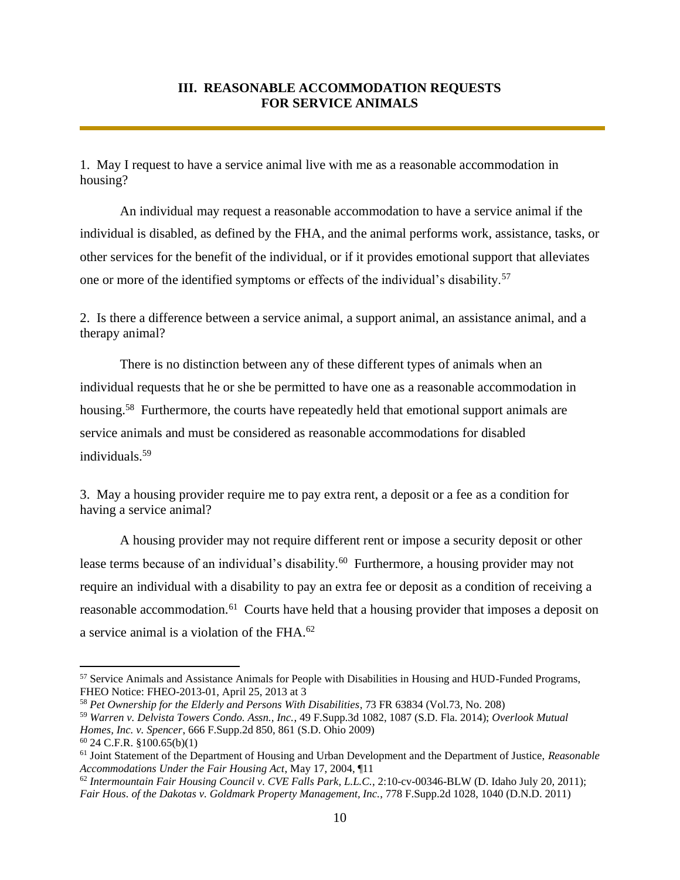## III. REASONABLE ACCOMMODATION REQUESTS FOR SERVICE ANIMALS

1. May I request to have a service animal live with me as a reasonable accommodation in housing?

An individual may request a reasonable accommodation to have a service animal if the individual is disabled, as defined by the FHA, and the animal performs work, assistance, tasks, or other services for the benefit of the individual, or if it provides emotional support that alleviates one or more of the identified symptoms or effects of the individual's disability.[57]

2. Is there a difference between a service animal, a support animal, an assistance animal, and a therapy animal?

There is no distinction between any of these different types of animals when an individual requests that he or she be permitted to have one as a reasonable accommodation in housing.[58] Furthermore, the courts have repeatedly held that emotional support animals are service animals and must be considered as reasonable accommodations for disabled individuals.[59]

3. May a housing provider require me to pay extra rent, a deposit or a fee as a condition for having a service animal?

A housing provider may not require different rent or impose a security deposit or other lease terms because of an individual's disability.[60] Furthermore, a housing provider may not require an individual with a disability to pay an extra fee or deposit as a condition of receiving a reasonable accommodation.[61] Courts have held that a housing provider that imposes a deposit on a service animal is a violation of the FHA.[62]

---

[57] Service Animals and Assistance Animals for People with Disabilities in Housing and HUD-Funded Programs, FHEO Notice: FHEO-2013-01, April 25, 2013 at 3

[58] *Pet Ownership for the Elderly and Persons With Disabilities*, 73 FR 63834 (Vol.73, No. 208)

[59] *Warren v. Delvista Towers Condo. Assn., Inc.*, 49 F.Supp.3d 1082, 1087 (S.D. Fla. 2014); *Overlook Mutual Homes, Inc. v. Spencer*, 666 F.Supp.2d 850, 861 (S.D. Ohio 2009)

[60] 24 C.F.R. §100.65(b)(1)

[61] Joint Statement of the Department of Housing and Urban Development and the Department of Justice, *Reasonable Accommodations Under the Fair Housing Act*, May 17, 2004, ¶11

[62] *Intermountain Fair Housing Council v. CVE Falls Park, L.L.C.*, 2:10-cv-00346-BLW (D. Idaho July 20, 2011); *Fair Hous. of the Dakotas v. Goldmark Property Management, Inc.*, 778 F.Supp.2d 1028, 1040 (D.N.D. 2011)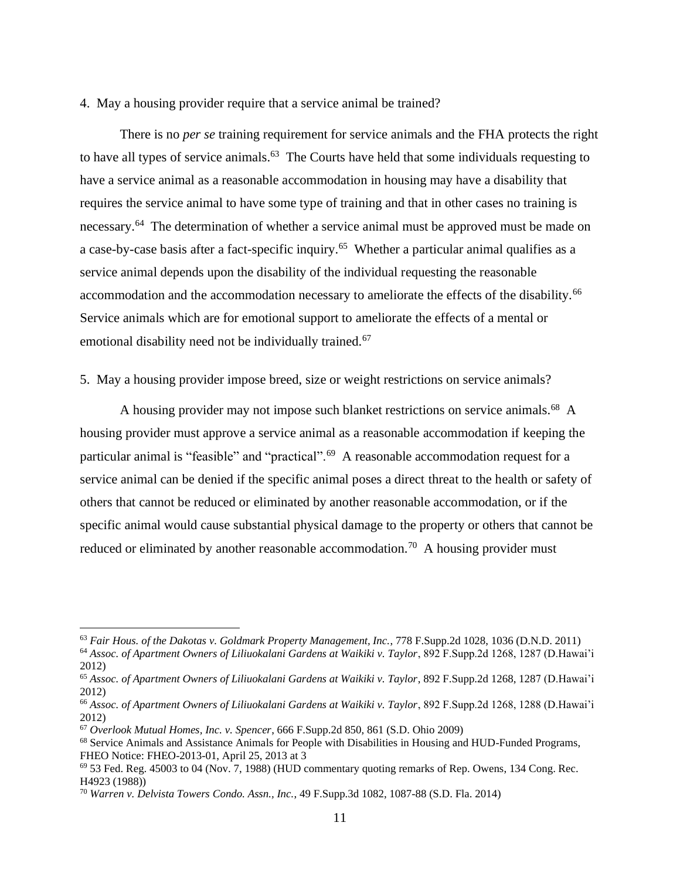4. May a housing provider require that a service animal be trained?

There is no *per se* training requirement for service animals and the FHA protects the right to have all types of service animals.[63] The Courts have held that some individuals requesting to have a service animal as a reasonable accommodation in housing may have a disability that requires the service animal to have some type of training and that in other cases no training is necessary.[64] The determination of whether a service animal must be approved must be made on a case-by-case basis after a fact-specific inquiry.[65] Whether a particular animal qualifies as a service animal depends upon the disability of the individual requesting the reasonable accommodation and the accommodation necessary to ameliorate the effects of the disability.[66] Service animals which are for emotional support to ameliorate the effects of a mental or emotional disability need not be individually trained.[67]

5. May a housing provider impose breed, size or weight restrictions on service animals?

A housing provider may not impose such blanket restrictions on service animals.[68] A housing provider must approve a service animal as a reasonable accommodation if keeping the particular animal is "feasible" and "practical".[69] A reasonable accommodation request for a service animal can be denied if the specific animal poses a direct threat to the health or safety of others that cannot be reduced or eliminated by another reasonable accommodation, or if the specific animal would cause substantial physical damage to the property or others that cannot be reduced or eliminated by another reasonable accommodation.[70] A housing provider must

---

[63] *Fair Hous. of the Dakotas v. Goldmark Property Management, Inc.*, 778 F.Supp.2d 1028, 1036 (D.N.D. 2011)

[64] *Assoc. of Apartment Owners of Liliuokalani Gardens at Waikiki v. Taylor*, 892 F.Supp.2d 1268, 1287 (D.Hawai'i 2012)

[65] *Assoc. of Apartment Owners of Liliuokalani Gardens at Waikiki v. Taylor*, 892 F.Supp.2d 1268, 1287 (D.Hawai'i 2012)

[66] *Assoc. of Apartment Owners of Liliuokalani Gardens at Waikiki v. Taylor*, 892 F.Supp.2d 1268, 1288 (D.Hawai'i 2012)

[67] *Overlook Mutual Homes, Inc. v. Spencer*, 666 F.Supp.2d 850, 861 (S.D. Ohio 2009)

[68] Service Animals and Assistance Animals for People with Disabilities in Housing and HUD-Funded Programs, FHEO Notice: FHEO-2013-01, April 25, 2013 at 3

[69] 53 Fed. Reg. 45003 to 04 (Nov. 7, 1988) (HUD commentary quoting remarks of Rep. Owens, 134 Cong. Rec. H4923 (1988))

[70] *Warren v. Delvista Towers Condo. Assn., Inc.*, 49 F.Supp.3d 1082, 1087-88 (S.D. Fla. 2014)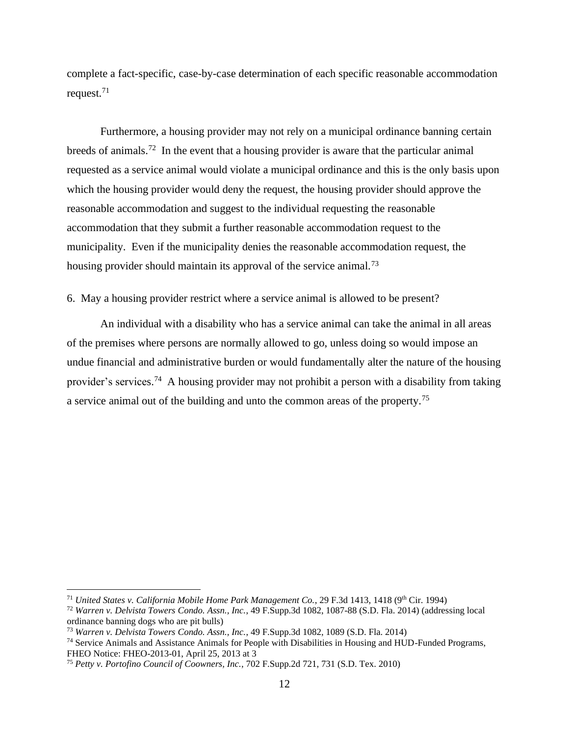complete a fact-specific, case-by-case determination of each specific reasonable accommodation request.[71]

Furthermore, a housing provider may not rely on a municipal ordinance banning certain breeds of animals.[72] In the event that a housing provider is aware that the particular animal requested as a service animal would violate a municipal ordinance and this is the only basis upon which the housing provider would deny the request, the housing provider should approve the reasonable accommodation and suggest to the individual requesting the reasonable accommodation that they submit a further reasonable accommodation request to the municipality. Even if the municipality denies the reasonable accommodation request, the housing provider should maintain its approval of the service animal.[73]

6. May a housing provider restrict where a service animal is allowed to be present?

An individual with a disability who has a service animal can take the animal in all areas of the premises where persons are normally allowed to go, unless doing so would impose an undue financial and administrative burden or would fundamentally alter the nature of the housing provider's services.[74] A housing provider may not prohibit a person with a disability from taking a service animal out of the building and unto the common areas of the property.[75]

---

[71] *United States v. California Mobile Home Park Management Co.*, 29 F.3d 1413, 1418 (9th Cir. 1994)

[72] *Warren v. Delvista Towers Condo. Assn., Inc.*, 49 F.Supp.3d 1082, 1087-88 (S.D. Fla. 2014) (addressing local ordinance banning dogs who are pit bulls)

[73] *Warren v. Delvista Towers Condo. Assn., Inc.*, 49 F.Supp.3d 1082, 1089 (S.D. Fla. 2014)

[74] Service Animals and Assistance Animals for People with Disabilities in Housing and HUD-Funded Programs, FHEO Notice: FHEO-2013-01, April 25, 2013 at 3

[75] *Petty v. Portofino Council of Coowners, Inc.*, 702 F.Supp.2d 721, 731 (S.D. Tex. 2010)